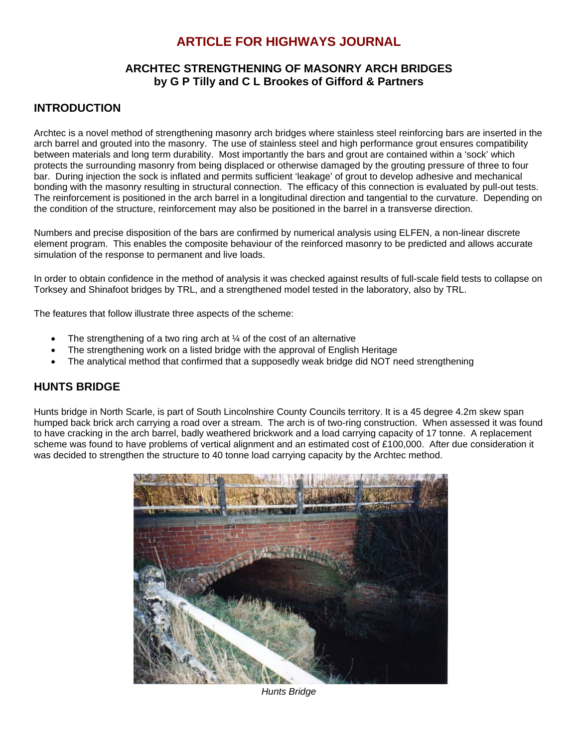# ARTICLE FOR HIGHWAYS JOURNAL

## ARCHTEC STRENGTHENING OF MASONRY ARCH BRIDGES
## by G P Tilly and C L Brookes of Gifford & Partners

## INTRODUCTION

Archtec is a novel method of strengthening masonry arch bridges where stainless steel reinforcing bars are inserted in the arch barrel and grouted into the masonry. The use of stainless steel and high performance grout ensures compatibility between materials and long term durability. Most importantly the bars and grout are contained within a 'sock' which protects the surrounding masonry from being displaced or otherwise damaged by the grouting pressure of three to four bar. During injection the sock is inflated and permits sufficient 'leakage' of grout to develop adhesive and mechanical bonding with the masonry resulting in structural connection. The efficacy of this connection is evaluated by pull-out tests. The reinforcement is positioned in the arch barrel in a longitudinal direction and tangential to the curvature. Depending on the condition of the structure, reinforcement may also be positioned in the barrel in a transverse direction.

Numbers and precise disposition of the bars are confirmed by numerical analysis using ELFEN, a non-linear discrete element program. This enables the composite behaviour of the reinforced masonry to be predicted and allows accurate simulation of the response to permanent and live loads.

In order to obtain confidence in the method of analysis it was checked against results of full-scale field tests to collapse on Torksey and Shinafoot bridges by TRL, and a strengthened model tested in the laboratory, also by TRL.

The features that follow illustrate three aspects of the scheme:

- The strengthening of a two ring arch at ¼ of the cost of an alternative
- The strengthening work on a listed bridge with the approval of English Heritage
- The analytical method that confirmed that a supposedly weak bridge did NOT need strengthening

## HUNTS BRIDGE

Hunts bridge in North Scarle, is part of South Lincolnshire County Councils territory. It is a 45 degree 4.2m skew span humped back brick arch carrying a road over a stream. The arch is of two-ring construction. When assessed it was found to have cracking in the arch barrel, badly weathered brickwork and a load carrying capacity of 17 tonne. A replacement scheme was found to have problems of vertical alignment and an estimated cost of £100,000. After due consideration it was decided to strengthen the structure to 40 tonne load carrying capacity by the Archtec method.

*Hunts Bridge*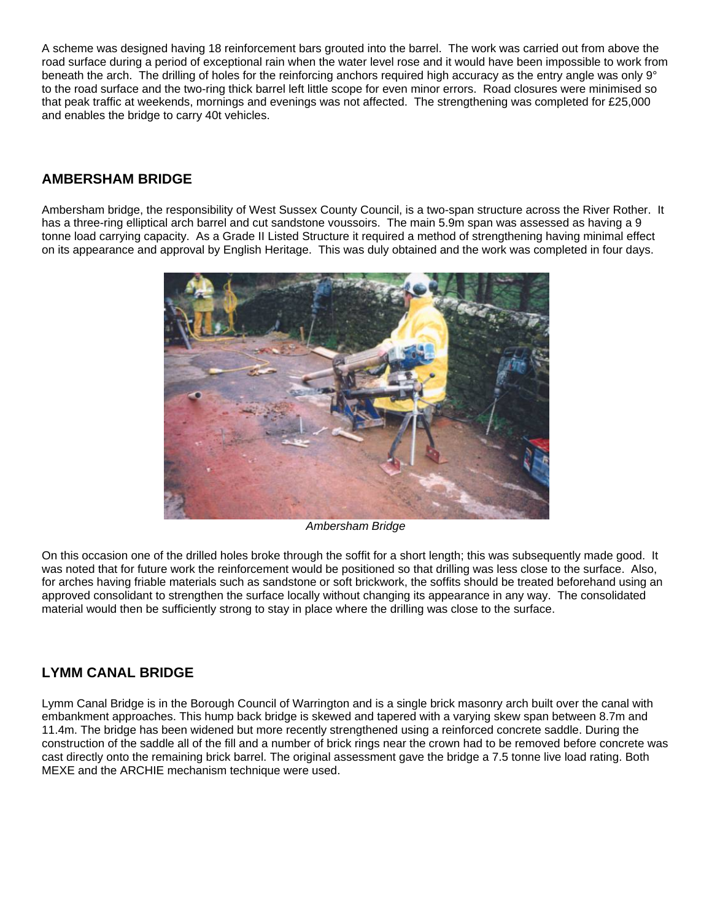A scheme was designed having 18 reinforcement bars grouted into the barrel. The work was carried out from above the road surface during a period of exceptional rain when the water level rose and it would have been impossible to work from beneath the arch. The drilling of holes for the reinforcing anchors required high accuracy as the entry angle was only 9° to the road surface and the two-ring thick barrel left little scope for even minor errors. Road closures were minimised so that peak traffic at weekends, mornings and evenings was not affected. The strengthening was completed for £25,000 and enables the bridge to carry 40t vehicles.

## AMBERSHAM BRIDGE

Ambersham bridge, the responsibility of West Sussex County Council, is a two-span structure across the River Rother. It has a three-ring elliptical arch barrel and cut sandstone voussoirs. The main 5.9m span was assessed as having a 9 tonne load carrying capacity. As a Grade II Listed Structure it required a method of strengthening having minimal effect on its appearance and approval by English Heritage. This was duly obtained and the work was completed in four days.

*Ambersham Bridge*

On this occasion one of the drilled holes broke through the soffit for a short length; this was subsequently made good. It was noted that for future work the reinforcement would be positioned so that drilling was less close to the surface. Also, for arches having friable materials such as sandstone or soft brickwork, the soffits should be treated beforehand using an approved consolidant to strengthen the surface locally without changing its appearance in any way. The consolidated material would then be sufficiently strong to stay in place where the drilling was close to the surface.

## LYMM CANAL BRIDGE

Lymm Canal Bridge is in the Borough Council of Warrington and is a single brick masonry arch built over the canal with embankment approaches. This hump back bridge is skewed and tapered with a varying skew span between 8.7m and 11.4m. The bridge has been widened but more recently strengthened using a reinforced concrete saddle. During the construction of the saddle all of the fill and a number of brick rings near the crown had to be removed before concrete was cast directly onto the remaining brick barrel. The original assessment gave the bridge a 7.5 tonne live load rating. Both MEXE and the ARCHIE mechanism technique were used.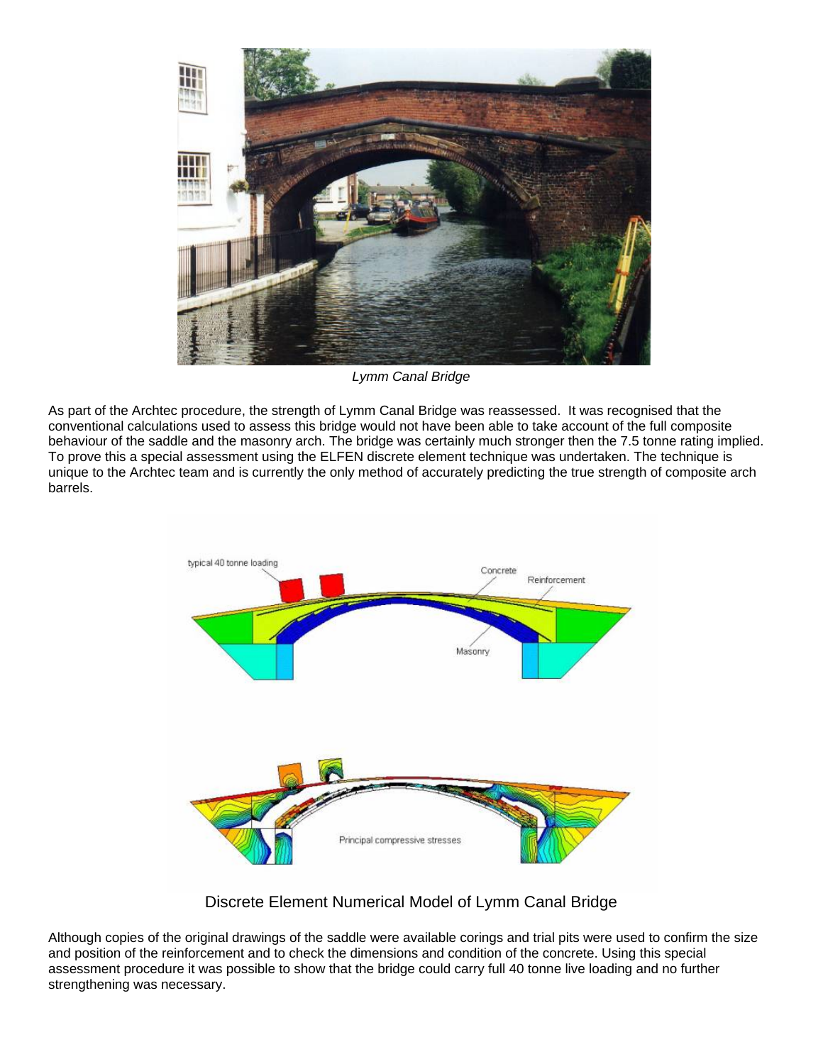*Lymm Canal Bridge*

As part of the Archtec procedure, the strength of Lymm Canal Bridge was reassessed. It was recognised that the conventional calculations used to assess this bridge would not have been able to take account of the full composite behaviour of the saddle and the masonry arch. The bridge was certainly much stronger then the 7.5 tonne rating implied. To prove this a special assessment using the ELFEN discrete element technique was undertaken. The technique is unique to the Archtec team and is currently the only method of accurately predicting the true strength of composite arch barrels.

Discrete Element Numerical Model of Lymm Canal Bridge

Although copies of the original drawings of the saddle were available corings and trial pits were used to confirm the size and position of the reinforcement and to check the dimensions and condition of the concrete. Using this special assessment procedure it was possible to show that the bridge could carry full 40 tonne live loading and no further strengthening was necessary.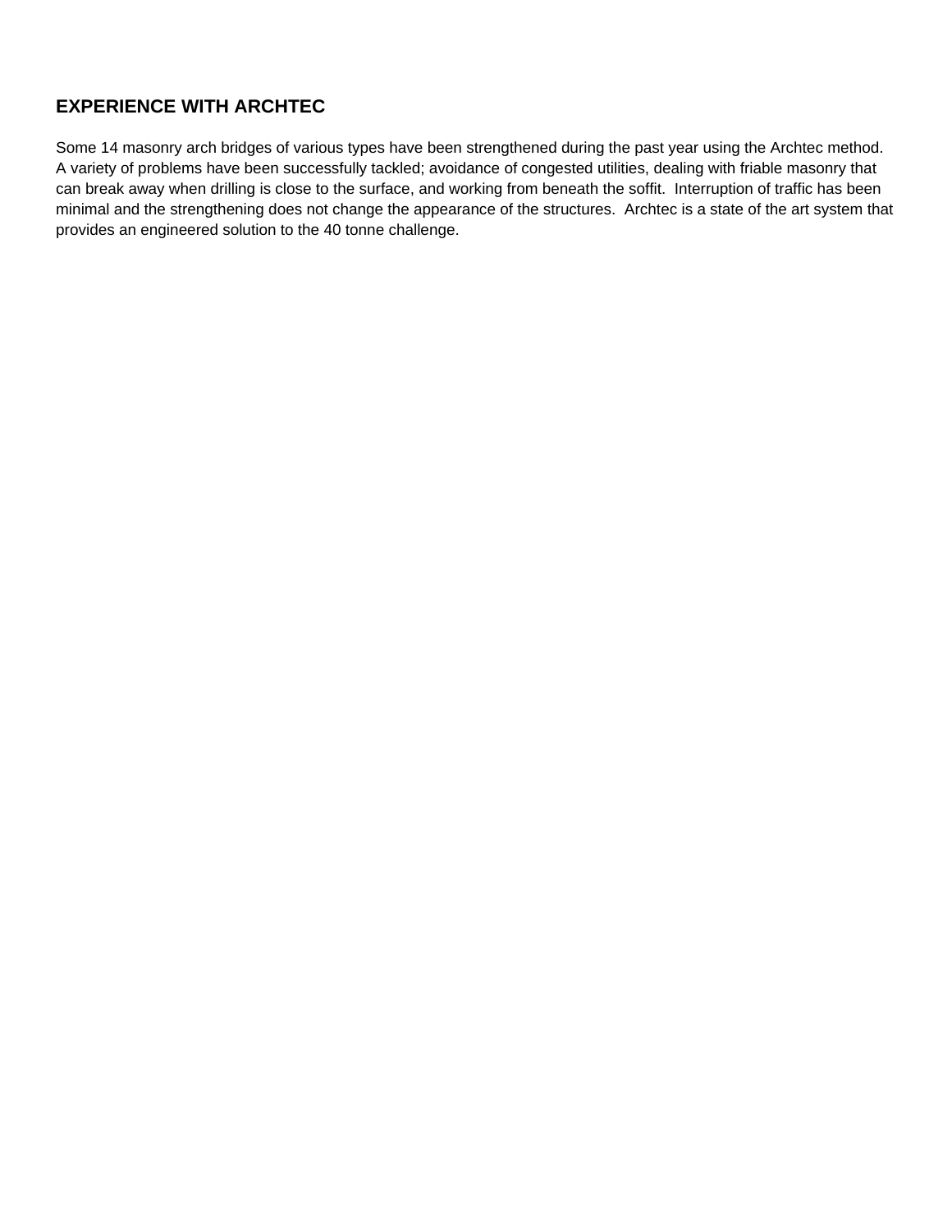## EXPERIENCE WITH ARCHTEC

Some 14 masonry arch bridges of various types have been strengthened during the past year using the Archtec method. A variety of problems have been successfully tackled; avoidance of congested utilities, dealing with friable masonry that can break away when drilling is close to the surface, and working from beneath the soffit. Interruption of traffic has been minimal and the strengthening does not change the appearance of the structures. Archtec is a state of the art system that provides an engineered solution to the 40 tonne challenge.